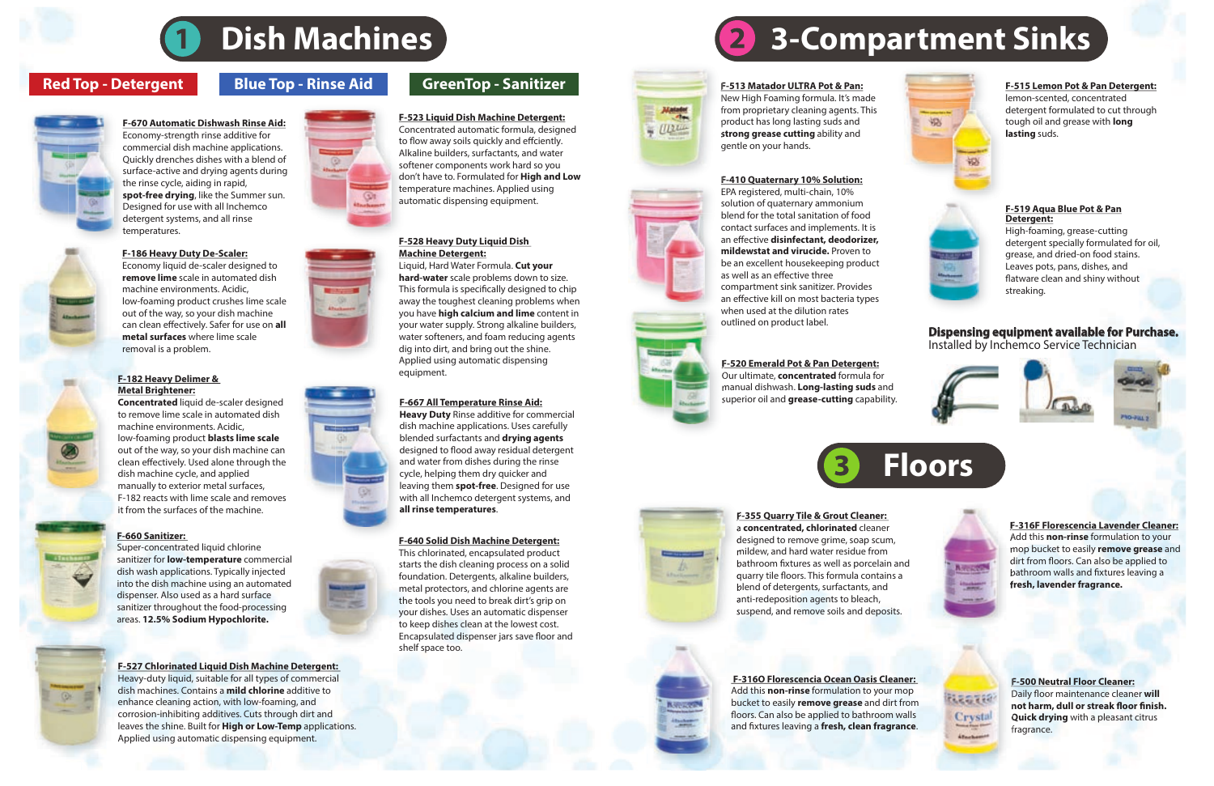# 1 Dish Machines

**Red Top - Detergent** | **Blue Top - Rinse Aid** | **GreenTop - Sanitizer**

**F-670 Automatic Dishwash Rinse Aid:**
Economy-strength rinse additive for commercial dish machine applications. Quickly drenches dishes with a blend of surface-active and drying agents during the rinse cycle, aiding in rapid, **spot-free drying**, like the Summer sun. Designed for use with all Inchemco detergent systems, and all rinse temperatures.

**F-186 Heavy Duty De-Scaler:**
Economy liquid de-scaler designed to **remove lime** scale in automated dish machine environments. Acidic, low-foaming product crushes lime scale out of the way, so your dish machine can clean effectively. Safer for use on **all metal surfaces** where lime scale removal is a problem.

**F-182 Heavy Delimer & Metal Brightener:**
**Concentrated** liquid de-scaler designed to remove lime scale in automated dish machine environments. Acidic, low-foaming product **blasts lime scale** out of the way, so your dish machine can clean effectively. Used alone through the dish machine cycle, and applied manually to exterior metal surfaces, F-182 reacts with lime scale and removes it from the surfaces of the machine.

**F-660 Sanitizer:**
Super-concentrated liquid chlorine sanitizer for **low-temperature** commercial dish wash applications. Typically injected into the dish machine using an automated dispenser. Also used as a hard surface sanitizer throughout the food-processing areas. **12.5% Sodium Hypochlorite.**

**F-527 Chlorinated Liquid Dish Machine Detergent:**
Heavy-duty liquid, suitable for all types of commercial dish machines. Contains a **mild chlorine** additive to enhance cleaning action, with low-foaming, and corrosion-inhibiting additives. Cuts through dirt and leaves the shine. Built for **High or Low-Temp** applications. Applied using automatic dispensing equipment.

**F-523 Liquid Dish Machine Detergent:**
Concentrated automatic formula, designed to flow away soils quickly and effciently. Alkaline builders, surfactants, and water softener components work hard so you don't have to. Formulated for **High and Low** temperature machines. Applied using automatic dispensing equipment.

**F-528 Heavy Duty Liquid Dish Machine Detergent:**
Liquid, Hard Water Formula. **Cut your hard-water** scale problems down to size. This formula is specifically designed to chip away the toughest scale problems when you have **high calcium and lime** content in your water supply. Strong alkaline builders, water softeners, and foam reducing agents dig into dirt, and bring out the shine. Applied using automatic dispensing equipment.

**F-667 All Temperature Rinse Aid:**
**Heavy Duty** Rinse additive for commercial dish machine applications. Uses carefully blended surfactants and **drying agents** designed to flood away residual detergent and water from dishes during the rinse cycle, helping them dry quicker and leaving them **spot-free**. Designed for use with all Inchemco detergent systems and **all rinse temperatures**.

**F-640 Solid Dish Machine Detergent:**
This chlorinated, encapsulated product starts the dish cleaning process on a solid foundation. Detergents, alkaline builders, metal protectors, and chlorine agents are the tools you need to break dirt's grip on your dishes. Uses an automatic dispenser to keep dishes clean at the lowest cost. Encapsulated dispenser jars save floor and shelf space too.

# 2 3-Compartment Sinks

**F-513 Matador ULTRA Pot & Pan:**
New High Foaming formula. It's made from proprietary cleaning agents. This product has long lasting suds and **strong grease cutting** ability and gentle on your hands.

**F-410 Quaternary 10% Solution:**
EPA registered, multi-chain, 10% solution of quaternary ammonium blend for the total sanitation of food contact surfaces and implements. It is an effective **disinfectant, deodorizer, mildewstat and virucide.** Proven to be an excellent housekeeping product as well as an effective three compartment sink sanitizer. Provides an effective kill on most bacteria types when used at the dilution rates outlined on product label.

**F-520 Emerald Pot & Pan Detergent:**
Our ultimate, **concentrated** formula for manual dishwash. **Long-lasting suds** and superior oil and **grease-cutting** capability.

**F-515 Lemon Pot & Pan Detergent:**
lemon-scented, concentrated detergent formulated to cut through tough oil and grease with **long lasting** suds.

**F-519 Aqua Blue Pot & Pan Detergent:**
High-foaming, grease-cutting detergent specially formulated for oil, grease, and dried-on food stains. Leaves pots, pans, dishes, and flatware clean and shiny without streaking.

**Dispensing equipment available for Purchase.**
Installed by Inchemco Service Technician

# 3 Floors

**F-355 Quarry Tile & Grout Cleaner:**
a **concentrated, chlorinated** cleaner designed to remove grime, soap scum, mildew, and hard water residue from bathroom fixtures as well as porcelain and quarry tile floors. This formula contains a blend of detergents, surfactants, and anti-redeposition agents to bleach, suspend, and remove soils and deposits.

**F-316O Florescencia Ocean Oasis Cleaner:**
Add this **non-rinse** formulation to your mop bucket to easily **remove grease** and dirt from floors. Can also be applied to bathroom walls and fixtures leaving a **fresh, clean fragrance**.

**F-316F Florescencia Lavender Cleaner:**
Add this **non-rinse** formulation to your mop bucket to easily **remove grease** and dirt from floors. Can also be applied to bathroom walls and fixtures leaving a **fresh, lavender fragrance.**

**F-500 Neutral Floor Cleaner:**
Daily floor maintenance cleaner **will not harm, dull or streak floor finish. Quick drying** with a pleasant citrus fragrance.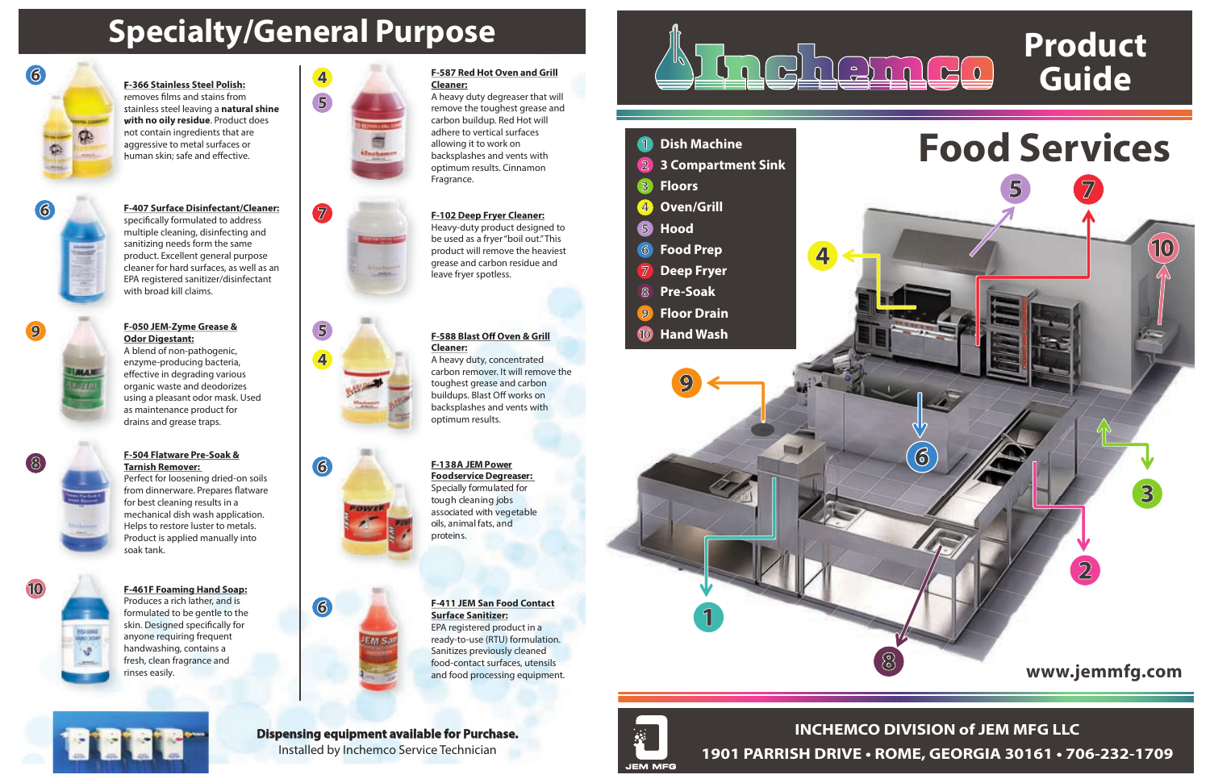# Specialty/General Purpose

6

**F-366 Stainless Steel Polish:** removes films and stains from stainless steel leaving a **natural shine with no oily residue**. Product does not contain ingredients that are aggressive to metal surfaces or human skin; safe and effective.

6

**F-407 Surface Disinfectant/Cleaner:** specifically formulated to address multiple cleaning, disinfecting and sanitizing needs form the same product. Excellent general purpose cleaner for hard surfaces, as well as an EPA registered sanitizer/disinfectant with broad kill claims.

9

**F-050 JEM-Zyme Grease & Odor Digestant:** A blend of non-pathogenic, enzyme-producing bacteria, effective in degrading various organic waste and deodorizes using a pleasant odor mask. Used as maintenance product for drains and grease traps.

8

**F-504 Flatware Pre-Soak & Tarnish Remover:** Perfect for loosening dried-on soils from dinnerware. Prepares flatware for best cleaning results in a mechanical dish wash application. Helps to restore luster to metals. Product is applied manually into soak tank.

10

**F-461F Foaming Hand Soap:** Produces a rich lather, and is formulated to be gentle to the skin. Designed specifically for anyone requiring frequent handwashing, contains a fresh, clean fragrance and rinses easily.

4 5

**F-587 Red Hot Oven and Grill Cleaner:** A heavy duty degreaser that will remove the toughest grease and carbon buildup. Red Hot will adhere to vertical surfaces allowing it to work on backsplashes and vents with optimum results. Cinnamon Fragrance.

7

**F-102 Deep Fryer Cleaner:** Heavy-duty product designed to be used as a fryer "boil out." This product will remove the heaviest grease and carbon residue and leave fryer spotless.

5 4

**F-588 Blast Off Oven & Grill Cleaner:** A heavy duty, concentrated carbon remover. It will remove the toughest grease and carbon buildups. Blast Off works on backsplashes and vents with optimum results.

6

**F-138A JEM Power Foodservice Degreaser:** Specially formulated for tough cleaning jobs associated with vegetable oils, animal fats, and proteins.

6

**F-411 JEM San Food Contact Surface Sanitizer:** EPA registered product in a ready-to-use (RTU) formulation. Sanitizes previously cleaned food-contact surfaces, utensils and food processing equipment.

**Dispensing equipment available for Purchase.**
Installed by Inchemco Service Technician

# Inchemco Product Guide

# Food Services

1. Dish Machine
2. 3 Compartment Sink
3. Floors
4. Oven/Grill
5. Hood
6. Food Prep
7. Deep Fryer
8. Pre-Soak
9. Floor Drain
10. Hand Wash

www.jemmfg.com

JEM MFG

**INCHEMCO DIVISION of JEM MFG LLC**
**1901 PARRISH DRIVE • ROME, GEORGIA 30161 • 706-232-1709**